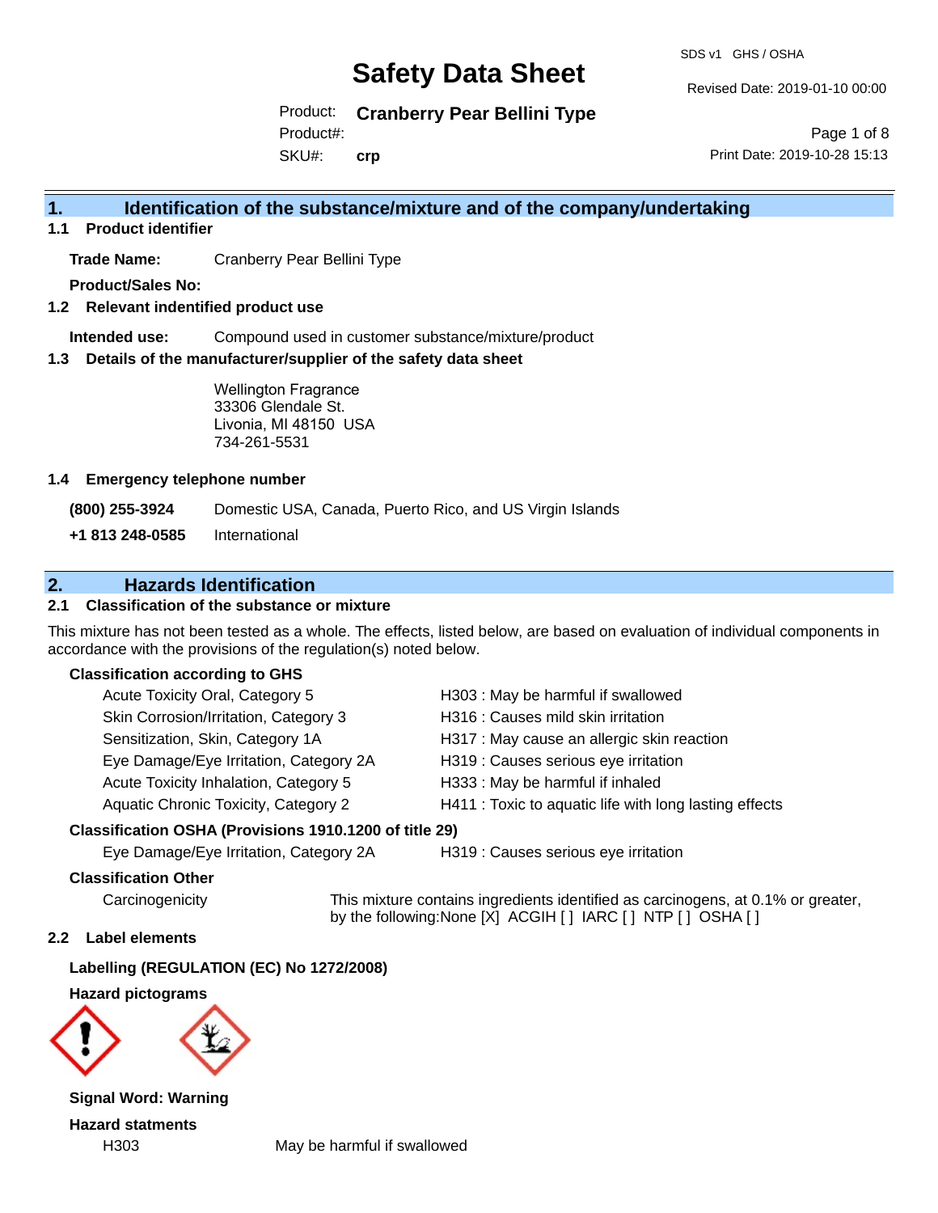# Safety Data Sheet

SDS v1 GHS / OSHA

Revised Date: 2019-01-10 00:00

Product: **Cranberry Pear Bellini Type**
Product#:
SKU#: **crp**

Print Date: 2019-10-28 15:13

## 1. Identification of the substance/mixture and of the company/undertaking

### 1.1 Product identifier

**Trade Name:** Cranberry Pear Bellini Type

**Product/Sales No:**

### 1.2 Relevant indentified product use

**Intended use:** Compound used in customer substance/mixture/product

### 1.3 Details of the manufacturer/supplier of the safety data sheet

Wellington Fragrance
33306 Glendale St.
Livonia, MI 48150 USA
734-261-5531

### 1.4 Emergency telephone number

**(800) 255-3924** Domestic USA, Canada, Puerto Rico, and US Virgin Islands

**+1 813 248-0585** International

## 2. Hazards Identification

### 2.1 Classification of the substance or mixture

This mixture has not been tested as a whole. The effects, listed below, are based on evaluation of individual components in accordance with the provisions of the regulation(s) noted below.

**Classification according to GHS**

| | |
|---|---|
| Acute Toxicity Oral, Category 5 | H303 : May be harmful if swallowed |
| Skin Corrosion/Irritation, Category 3 | H316 : Causes mild skin irritation |
| Sensitization, Skin, Category 1A | H317 : May cause an allergic skin reaction |
| Eye Damage/Eye Irritation, Category 2A | H319 : Causes serious eye irritation |
| Acute Toxicity Inhalation, Category 5 | H333 : May be harmful if inhaled |
| Aquatic Chronic Toxicity, Category 2 | H411 : Toxic to aquatic life with long lasting effects |

**Classification OSHA (Provisions 1910.1200 of title 29)**

| | |
|---|---|
| Eye Damage/Eye Irritation, Category 2A | H319 : Causes serious eye irritation |

**Classification Other**

Carcinogenicity — This mixture contains ingredients identified as carcinogens, at 0.1% or greater, by the following:None [X] ACGIH [ ] IARC [ ] NTP [ ] OSHA [ ]

### 2.2 Label elements

**Labelling (REGULATION (EC) No 1272/2008)**

**Hazard pictograms**

**Signal Word: Warning**

**Hazard statments**

H303 May be harmful if swallowed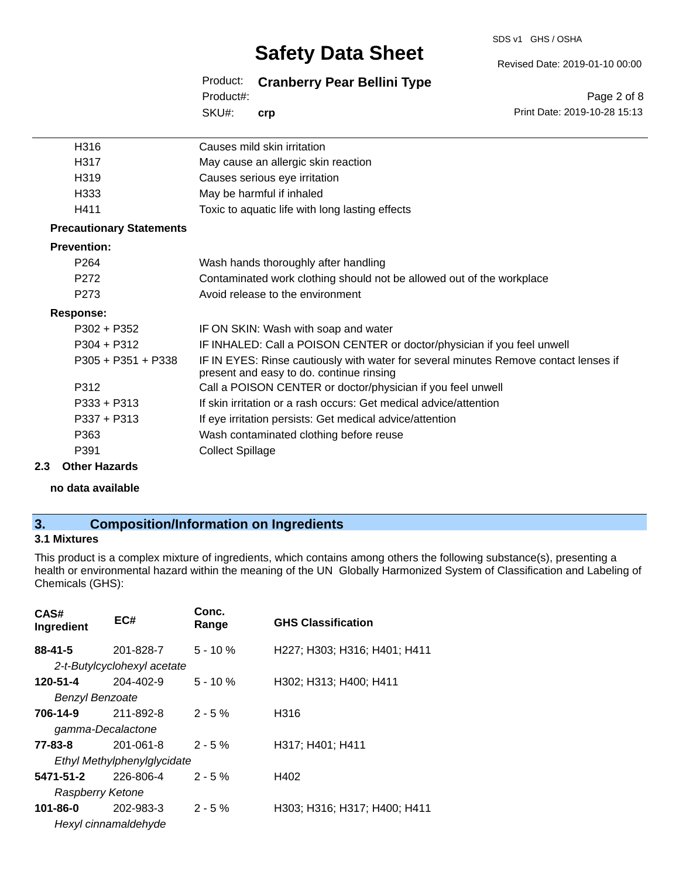| | |
|---|---|
| H316 | Causes mild skin irritation |
| H317 | May cause an allergic skin reaction |
| H319 | Causes serious eye irritation |
| H333 | May be harmful if inhaled |
| H411 | Toxic to aquatic life with long lasting effects |

**Precautionary Statements**

**Prevention:**

| | |
|---|---|
| P264 | Wash hands thoroughly after handling |
| P272 | Contaminated work clothing should not be allowed out of the workplace |
| P273 | Avoid release to the environment |

**Response:**

| | |
|---|---|
| P302 + P352 | IF ON SKIN: Wash with soap and water |
| P304 + P312 | IF INHALED: Call a POISON CENTER or doctor/physician if you feel unwell |
| P305 + P351 + P338 | IF IN EYES: Rinse cautiously with water for several minutes Remove contact lenses if present and easy to do. continue rinsing |
| P312 | Call a POISON CENTER or doctor/physician if you feel unwell |
| P333 + P313 | If skin irritation or a rash occurs: Get medical advice/attention |
| P337 + P313 | If eye irritation persists: Get medical advice/attention |
| P363 | Wash contaminated clothing before reuse |
| P391 | Collect Spillage |

### 2.3 Other Hazards

**no data available**

## 3. Composition/Information on Ingredients

### 3.1 Mixtures

This product is a complex mixture of ingredients, which contains among others the following substance(s), presenting a health or environmental hazard within the meaning of the UN Globally Harmonized System of Classification and Labeling of Chemicals (GHS):

| CAS# Ingredient | EC# | Conc. Range | GHS Classification |
|---|---|---|---|
| **88-41-5** *2-t-Butylcyclohexyl acetate* | 201-828-7 | 5 - 10 % | H227; H303; H316; H401; H411 |
| **120-51-4** *Benzyl Benzoate* | 204-402-9 | 5 - 10 % | H302; H313; H400; H411 |
| **706-14-9** *gamma-Decalactone* | 211-892-8 | 2 - 5 % | H316 |
| **77-83-8** *Ethyl Methylphenylglycidate* | 201-061-8 | 2 - 5 % | H317; H401; H411 |
| **5471-51-2** *Raspberry Ketone* | 226-806-4 | 2 - 5 % | H402 |
| **101-86-0** *Hexyl cinnamaldehyde* | 202-983-3 | 2 - 5 % | H303; H316; H317; H400; H411 |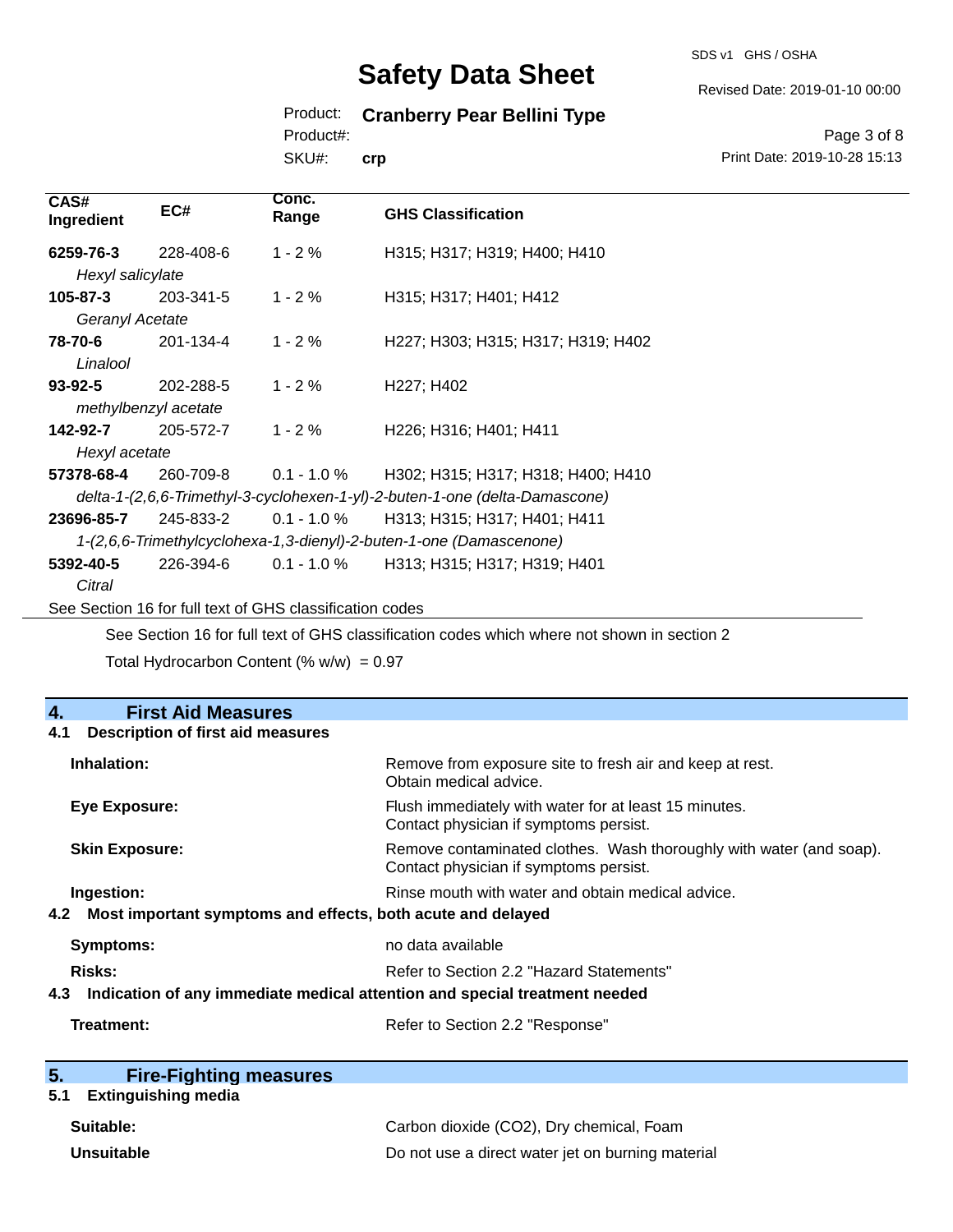| CAS# Ingredient | EC# | Conc. Range | GHS Classification |
|---|---|---|---|
| **6259-76-3** | 228-408-6 | 1 - 2 % | H315; H317; H319; H400; H410 |
| *Hexyl salicylate* | | | |
| **105-87-3** | 203-341-5 | 1 - 2 % | H315; H317; H401; H412 |
| *Geranyl Acetate* | | | |
| **78-70-6** | 201-134-4 | 1 - 2 % | H227; H303; H315; H317; H319; H402 |
| *Linalool* | | | |
| **93-92-5** | 202-288-5 | 1 - 2 % | H227; H402 |
| *methylbenzyl acetate* | | | |
| **142-92-7** | 205-572-7 | 1 - 2 % | H226; H316; H401; H411 |
| *Hexyl acetate* | | | |
| **57378-68-4** | 260-709-8 | 0.1 - 1.0 % | H302; H315; H317; H318; H400; H410 |
| *delta-1-(2,6,6-Trimethyl-3-cyclohexen-1-yl)-2-buten-1-one (delta-Damascone)* | | | |
| **23696-85-7** | 245-833-2 | 0.1 - 1.0 % | H313; H315; H317; H401; H411 |
| *1-(2,6,6-Trimethylcyclohexa-1,3-dienyl)-2-buten-1-one (Damascenone)* | | | |
| **5392-40-5** | 226-394-6 | 0.1 - 1.0 % | H313; H315; H317; H319; H401 |
| *Citral* | | | |

See Section 16 for full text of GHS classification codes

See Section 16 for full text of GHS classification codes which where not shown in section 2

Total Hydrocarbon Content (% w/w) = 0.97

## 4. First Aid Measures

### 4.1 Description of first aid measures

**Inhalation:** Remove from exposure site to fresh air and keep at rest. Obtain medical advice.

**Eye Exposure:** Flush immediately with water for at least 15 minutes. Contact physician if symptoms persist.

**Skin Exposure:** Remove contaminated clothes. Wash thoroughly with water (and soap). Contact physician if symptoms persist.

**Ingestion:** Rinse mouth with water and obtain medical advice.

### 4.2 Most important symptoms and effects, both acute and delayed

**Symptoms:** no data available

**Risks:** Refer to Section 2.2 "Hazard Statements"

### 4.3 Indication of any immediate medical attention and special treatment needed

**Treatment:** Refer to Section 2.2 "Response"

## 5. Fire-Fighting measures

### 5.1 Extinguishing media

**Suitable:** Carbon dioxide ($CO_2$), Dry chemical, Foam

**Unsuitable** Do not use a direct water jet on burning material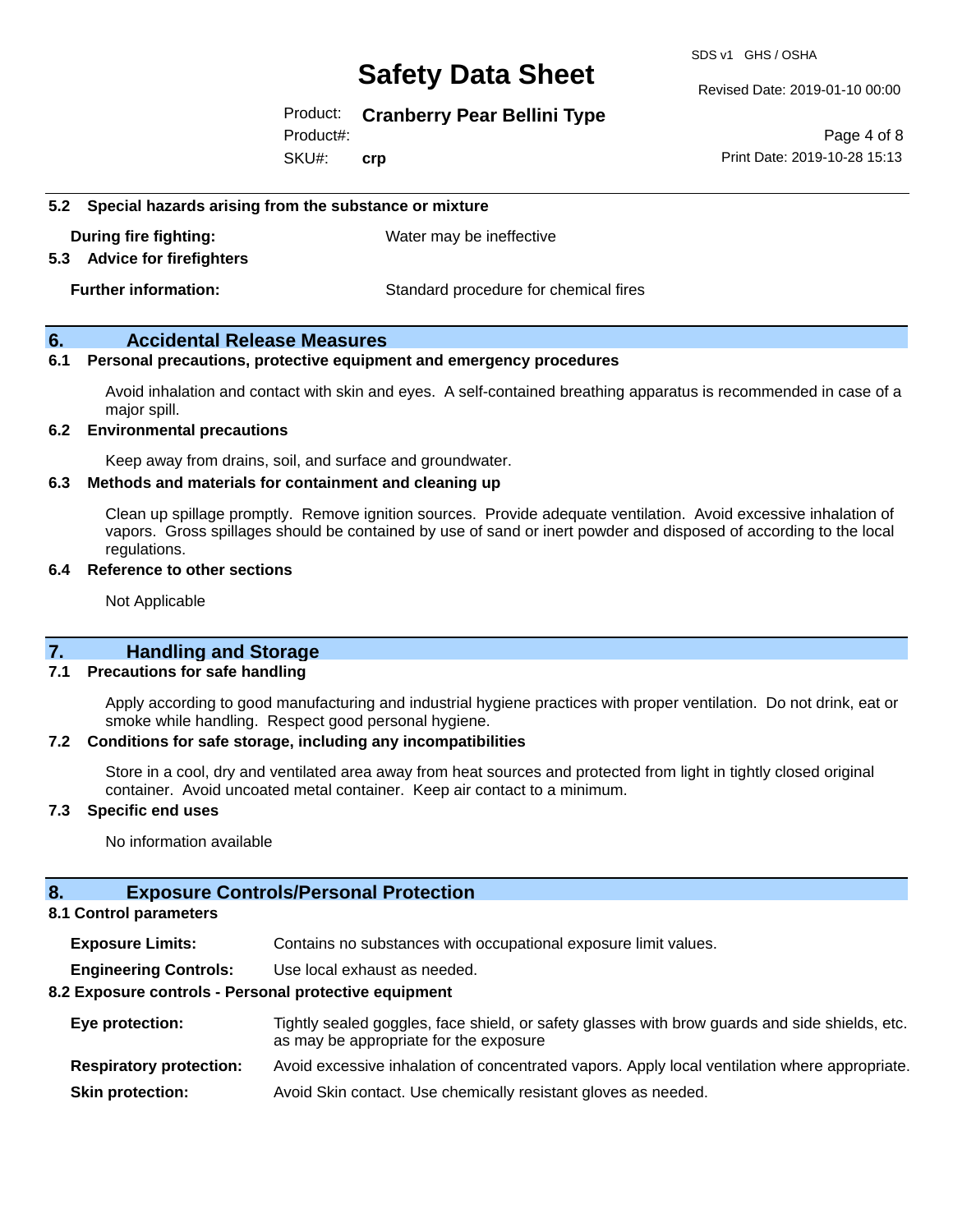### 5.2 Special hazards arising from the substance or mixture

**During fire fighting:** Water may be ineffective

### 5.3 Advice for firefighters

**Further information:** Standard procedure for chemical fires

## 6. Accidental Release Measures

### 6.1 Personal precautions, protective equipment and emergency procedures

Avoid inhalation and contact with skin and eyes. A self-contained breathing apparatus is recommended in case of a major spill.

### 6.2 Environmental precautions

Keep away from drains, soil, and surface and groundwater.

### 6.3 Methods and materials for containment and cleaning up

Clean up spillage promptly. Remove ignition sources. Provide adequate ventilation. Avoid excessive inhalation of vapors. Gross spillages should be contained by use of sand or inert powder and disposed of according to the local regulations.

### 6.4 Reference to other sections

Not Applicable

## 7. Handling and Storage

### 7.1 Precautions for safe handling

Apply according to good manufacturing and industrial hygiene practices with proper ventilation. Do not drink, eat or smoke while handling. Respect good personal hygiene.

### 7.2 Conditions for safe storage, including any incompatibilities

Store in a cool, dry and ventilated area away from heat sources and protected from light in tightly closed original container. Avoid uncoated metal container. Keep air contact to a minimum.

### 7.3 Specific end uses

No information available

## 8. Exposure Controls/Personal Protection

### 8.1 Control parameters

**Exposure Limits:** Contains no substances with occupational exposure limit values.

**Engineering Controls:** Use local exhaust as needed.

### 8.2 Exposure controls - Personal protective equipment

**Eye protection:** Tightly sealed goggles, face shield, or safety glasses with brow guards and side shields, etc. as may be appropriate for the exposure

**Respiratory protection:** Avoid excessive inhalation of concentrated vapors. Apply local ventilation where appropriate.

**Skin protection:** Avoid Skin contact. Use chemically resistant gloves as needed.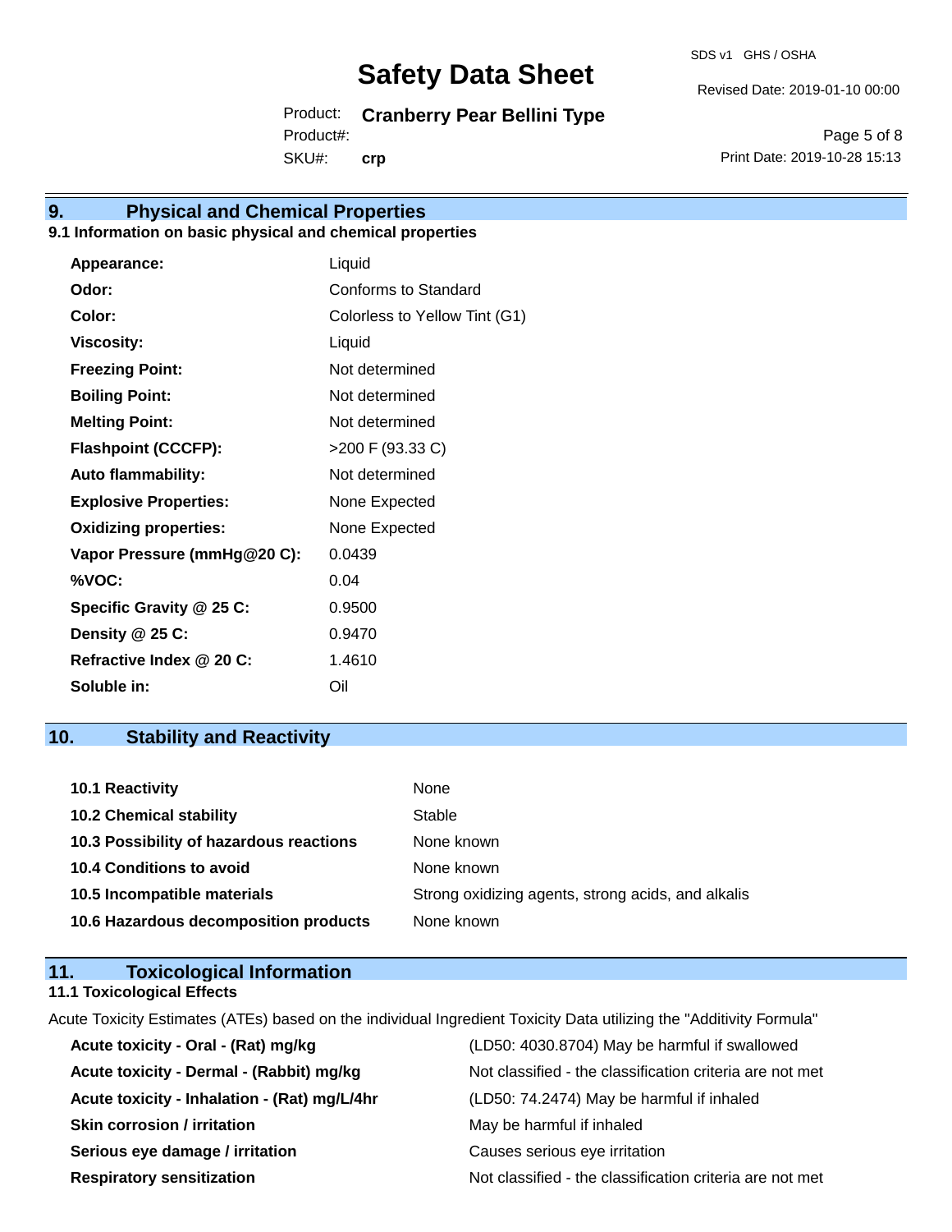## 9. Physical and Chemical Properties

### 9.1 Information on basic physical and chemical properties

| | |
|---|---|
| **Appearance:** | Liquid |
| **Odor:** | Conforms to Standard |
| **Color:** | Colorless to Yellow Tint (G1) |
| **Viscosity:** | Liquid |
| **Freezing Point:** | Not determined |
| **Boiling Point:** | Not determined |
| **Melting Point:** | Not determined |
| **Flashpoint (CCCFP):** | >200 F (93.33 C) |
| **Auto flammability:** | Not determined |
| **Explosive Properties:** | None Expected |
| **Oxidizing properties:** | None Expected |
| **Vapor Pressure (mmHg@20 C):** | 0.0439 |
| **%VOC:** | 0.04 |
| **Specific Gravity @ 25 C:** | 0.9500 |
| **Density @ 25 C:** | 0.9470 |
| **Refractive Index @ 20 C:** | 1.4610 |
| **Soluble in:** | Oil |

## 10. Stability and Reactivity

| | |
|---|---|
| **10.1 Reactivity** | None |
| **10.2 Chemical stability** | Stable |
| **10.3 Possibility of hazardous reactions** | None known |
| **10.4 Conditions to avoid** | None known |
| **10.5 Incompatible materials** | Strong oxidizing agents, strong acids, and alkalis |
| **10.6 Hazardous decomposition products** | None known |

## 11. Toxicological Information

### 11.1 Toxicological Effects

Acute Toxicity Estimates (ATEs) based on the individual Ingredient Toxicity Data utilizing the "Additivity Formula"

| | |
|---|---|
| **Acute toxicity - Oral - (Rat) mg/kg** | (LD50: 4030.8704) May be harmful if swallowed |
| **Acute toxicity - Dermal - (Rabbit) mg/kg** | Not classified - the classification criteria are not met |
| **Acute toxicity - Inhalation - (Rat) mg/L/4hr** | (LD50: 74.2474) May be harmful if inhaled |
| **Skin corrosion / irritation** | May be harmful if inhaled |
| **Serious eye damage / irritation** | Causes serious eye irritation |
| **Respiratory sensitization** | Not classified - the classification criteria are not met |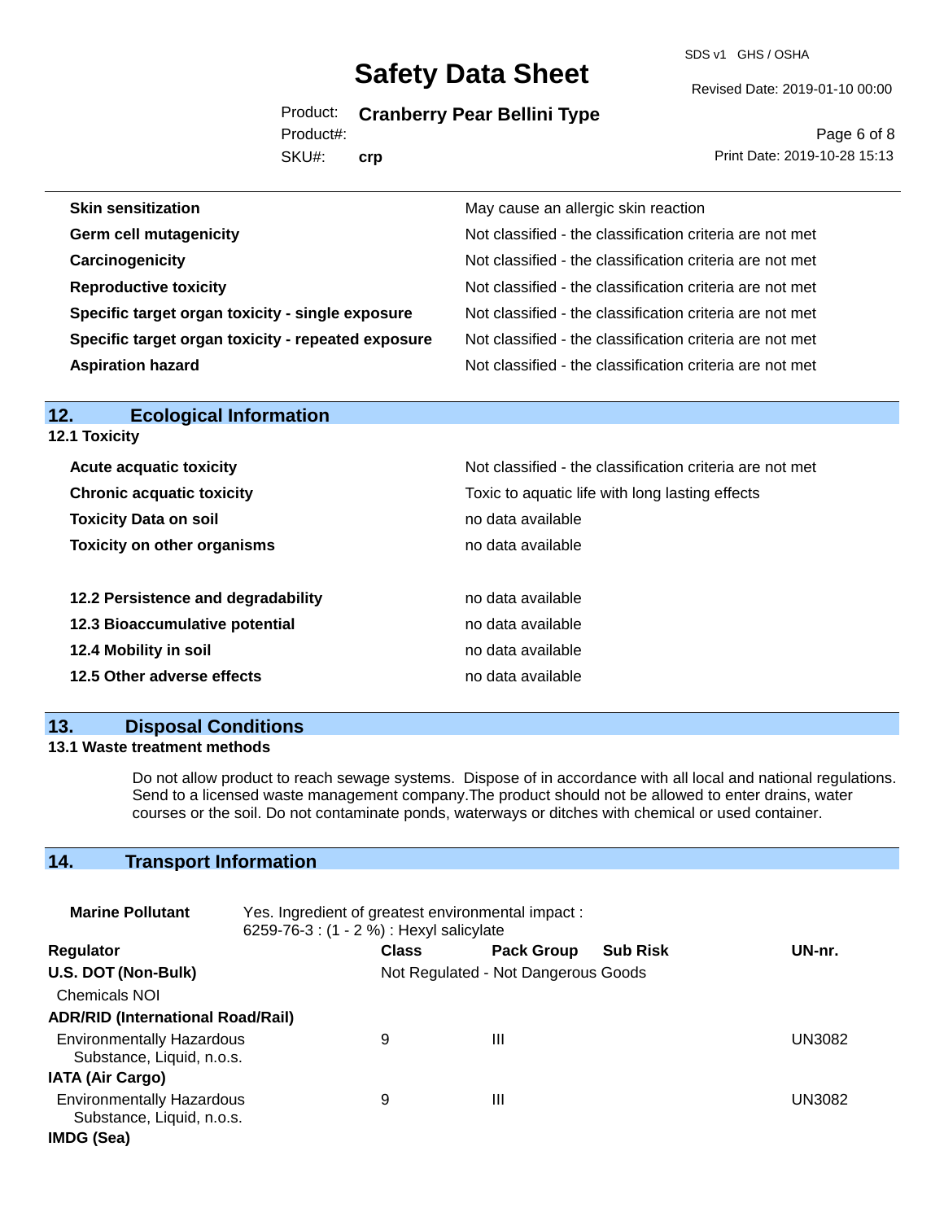| | |
|---|---|
| **Skin sensitization** | May cause an allergic skin reaction |
| **Germ cell mutagenicity** | Not classified - the classification criteria are not met |
| **Carcinogenicity** | Not classified - the classification criteria are not met |
| **Reproductive toxicity** | Not classified - the classification criteria are not met |
| **Specific target organ toxicity - single exposure** | Not classified - the classification criteria are not met |
| **Specific target organ toxicity - repeated exposure** | Not classified - the classification criteria are not met |
| **Aspiration hazard** | Not classified - the classification criteria are not met |

## 12. Ecological Information

### 12.1 Toxicity

| | |
|---|---|
| **Acute acquatic toxicity** | Not classified - the classification criteria are not met |
| **Chronic acquatic toxicity** | Toxic to aquatic life with long lasting effects |
| **Toxicity Data on soil** | no data available |
| **Toxicity on other organisms** | no data available |

| | |
|---|---|
| **12.2 Persistence and degradability** | no data available |
| **12.3 Bioaccumulative potential** | no data available |
| **12.4 Mobility in soil** | no data available |
| **12.5 Other adverse effects** | no data available |

## 13. Disposal Conditions

### 13.1 Waste treatment methods

Do not allow product to reach sewage systems. Dispose of in accordance with all local and national regulations. Send to a licensed waste management company.The product should not be allowed to enter drains, water courses or the soil. Do not contaminate ponds, waterways or ditches with chemical or used container.

## 14. Transport Information

**Marine Pollutant** Yes. Ingredient of greatest environmental impact : 6259-76-3 : (1 - 2 %) : Hexyl salicylate

| Regulator | Class | Pack Group | Sub Risk | UN-nr. |
|---|---|---|---|---|
| **U.S. DOT (Non-Bulk)** | Not Regulated - Not Dangerous Goods | | | |
| Chemicals NOI | | | | |
| **ADR/RID (International Road/Rail)** | | | | |
| Environmentally Hazardous Substance, Liquid, n.o.s. | 9 | III | | UN3082 |
| **IATA (Air Cargo)** | | | | |
| Environmentally Hazardous Substance, Liquid, n.o.s. | 9 | III | | UN3082 |
| **IMDG (Sea)** | | | | |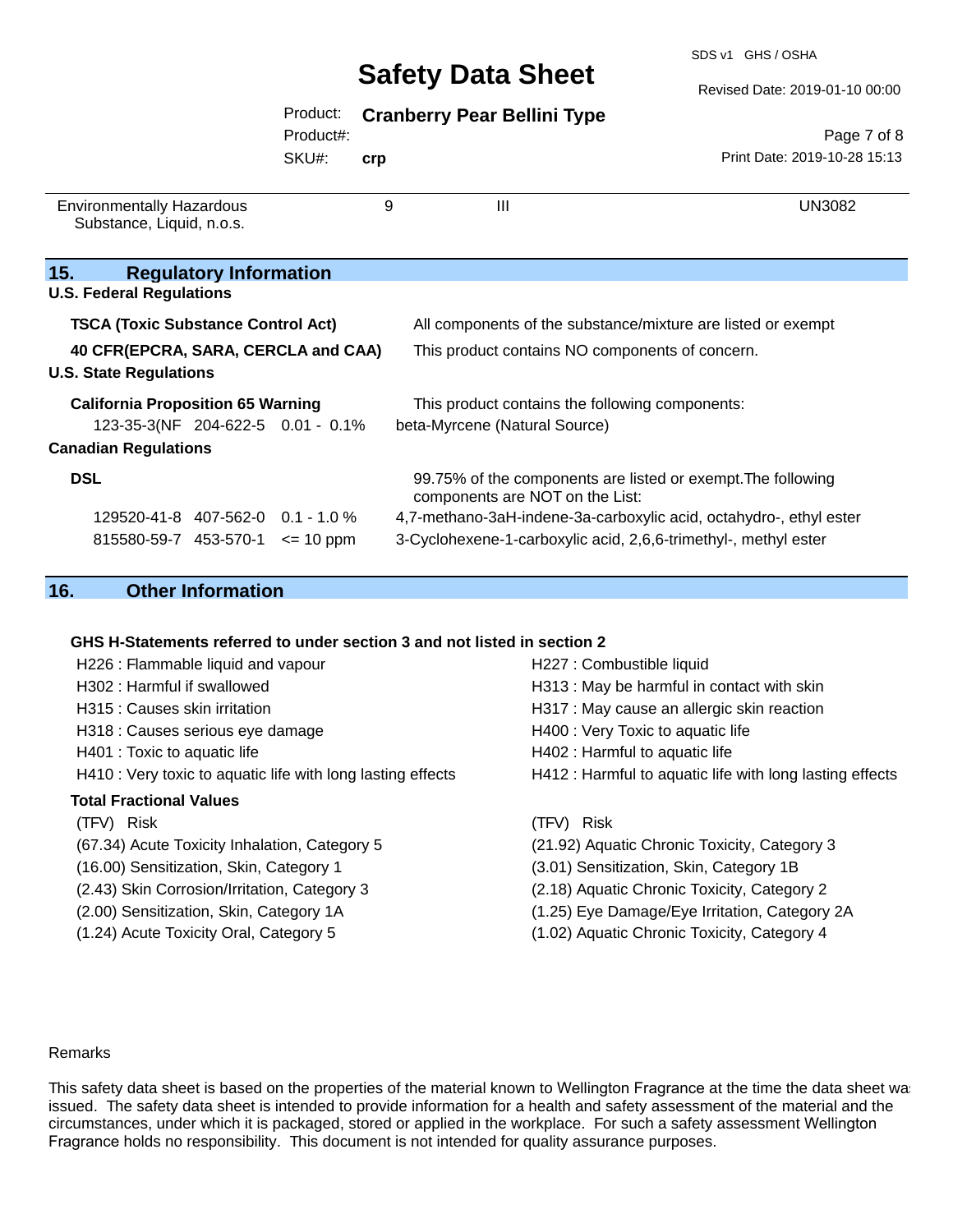| Environmentally Hazardous Substance, Liquid, n.o.s. | 9 | III | UN3082 |
|---|---|---|---|

## 15. Regulatory Information

**U.S. Federal Regulations**

| | |
|---|---|
| **TSCA (Toxic Substance Control Act)** | All components of the substance/mixture are listed or exempt |
| **40 CFR(EPCRA, SARA, CERCLA and CAA)** | This product contains NO components of concern. |

**U.S. State Regulations**

**California Proposition 65 Warning** — This product contains the following components:

| | | | |
|---|---|---|---|
| 123-35-3(NF | 204-622-5 | 0.01 - 0.1% | beta-Myrcene (Natural Source) |

**Canadian Regulations**

**DSL** — 99.75% of the components are listed or exempt.The following components are NOT on the List:

| | | | |
|---|---|---|---|
| 129520-41-8 | 407-562-0 | 0.1 - 1.0 % | 4,7-methano-3aH-indene-3a-carboxylic acid, octahydro-, ethyl ester |
| 815580-59-7 | 453-570-1 | <= 10 ppm | 3-Cyclohexene-1-carboxylic acid, 2,6,6-trimethyl-, methyl ester |

## 16. Other Information

**GHS H-Statements referred to under section 3 and not listed in section 2**

- H226 : Flammable liquid and vapour
- H227 : Combustible liquid
- H302 : Harmful if swallowed
- H313 : May be harmful in contact with skin
- H315 : Causes skin irritation
- H317 : May cause an allergic skin reaction
- H318 : Causes serious eye damage
- H400 : Very Toxic to aquatic life
- H401 : Toxic to aquatic life
- H402 : Harmful to aquatic life
- H410 : Very toxic to aquatic life with long lasting effects
- H412 : Harmful to aquatic life with long lasting effects

**Total Fractional Values**

| (TFV) Risk | (TFV) Risk |
|---|---|
| (67.34) Acute Toxicity Inhalation, Category 5 | (21.92) Aquatic Chronic Toxicity, Category 3 |
| (16.00) Sensitization, Skin, Category 1 | (3.01) Sensitization, Skin, Category 1B |
| (2.43) Skin Corrosion/Irritation, Category 3 | (2.18) Aquatic Chronic Toxicity, Category 2 |
| (2.00) Sensitization, Skin, Category 1A | (1.25) Eye Damage/Eye Irritation, Category 2A |
| (1.24) Acute Toxicity Oral, Category 5 | (1.02) Aquatic Chronic Toxicity, Category 4 |

Remarks

This safety data sheet is based on the properties of the material known to Wellington Fragrance at the time the data sheet was issued. The safety data sheet is intended to provide information for a health and safety assessment of the material and the circumstances, under which it is packaged, stored or applied in the workplace. For such a safety assessment Wellington Fragrance holds no responsibility. This document is not intended for quality assurance purposes.